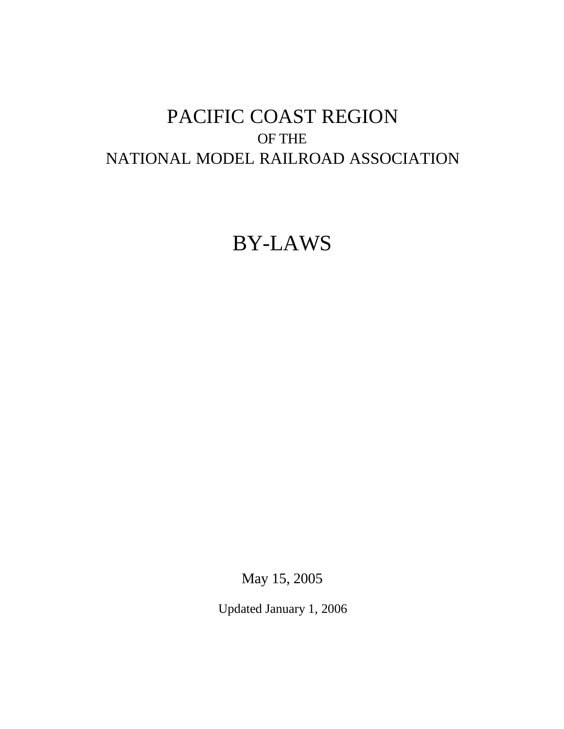# PACIFIC COAST REGION

OF THE

# NATIONAL MODEL RAILROAD ASSOCIATION

# BY-LAWS

May 15, 2005

Updated January 1, 2006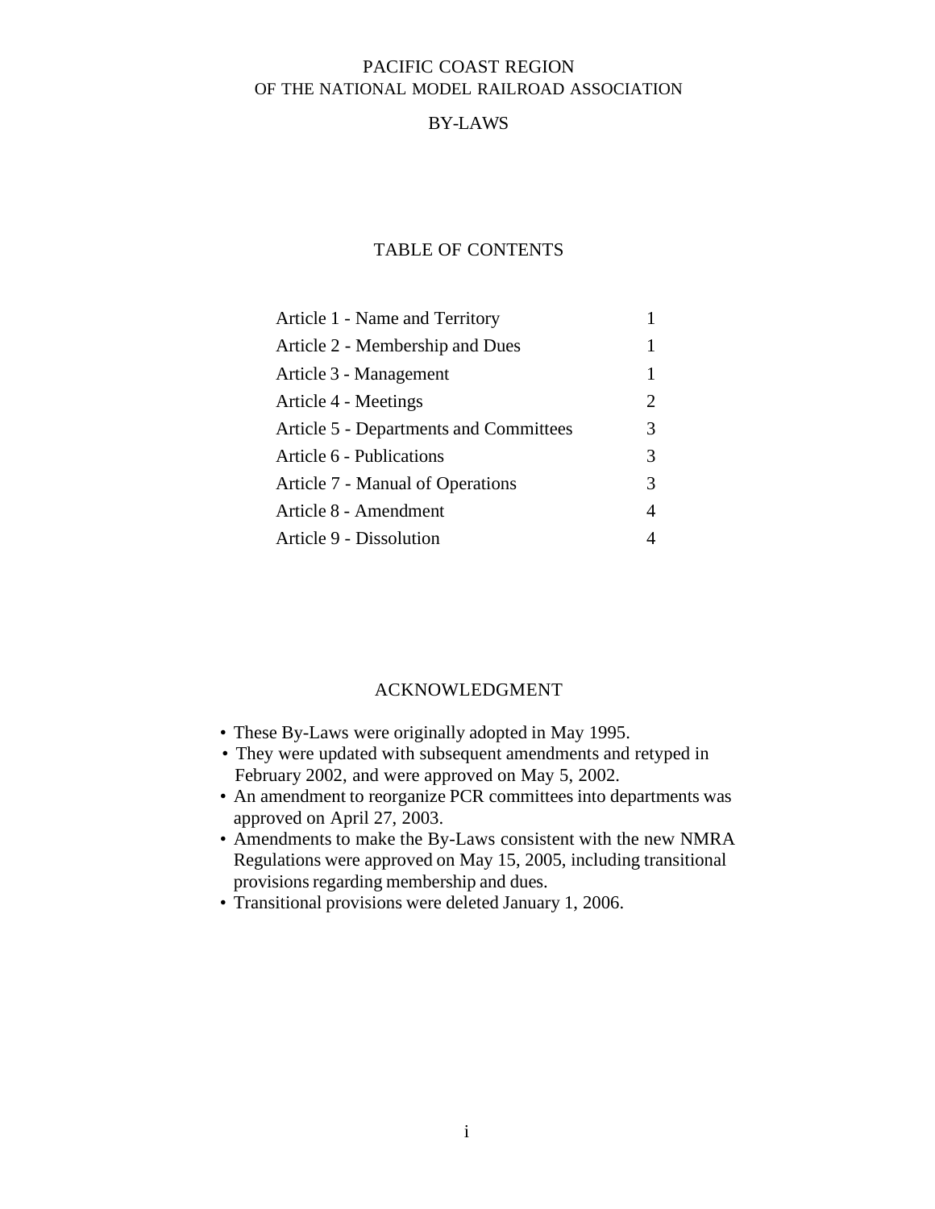# PACIFIC COAST REGION
## OF THE NATIONAL MODEL RAILROAD ASSOCIATION

## BY-LAWS

## TABLE OF CONTENTS

| | |
|---|---|
| Article 1 - Name and Territory | 1 |
| Article 2 - Membership and Dues | 1 |
| Article 3 - Management | 1 |
| Article 4 - Meetings | 2 |
| Article 5 - Departments and Committees | 3 |
| Article 6 - Publications | 3 |
| Article 7 - Manual of Operations | 3 |
| Article 8 - Amendment | 4 |
| Article 9 - Dissolution | 4 |

## ACKNOWLEDGMENT

- These By-Laws were originally adopted in May 1995.
- They were updated with subsequent amendments and retyped in February 2002, and were approved on May 5, 2002.
- An amendment to reorganize PCR committees into departments was approved on April 27, 2003.
- Amendments to make the By-Laws consistent with the new NMRA Regulations were approved on May 15, 2005, including transitional provisions regarding membership and dues.
- Transitional provisions were deleted January 1, 2006.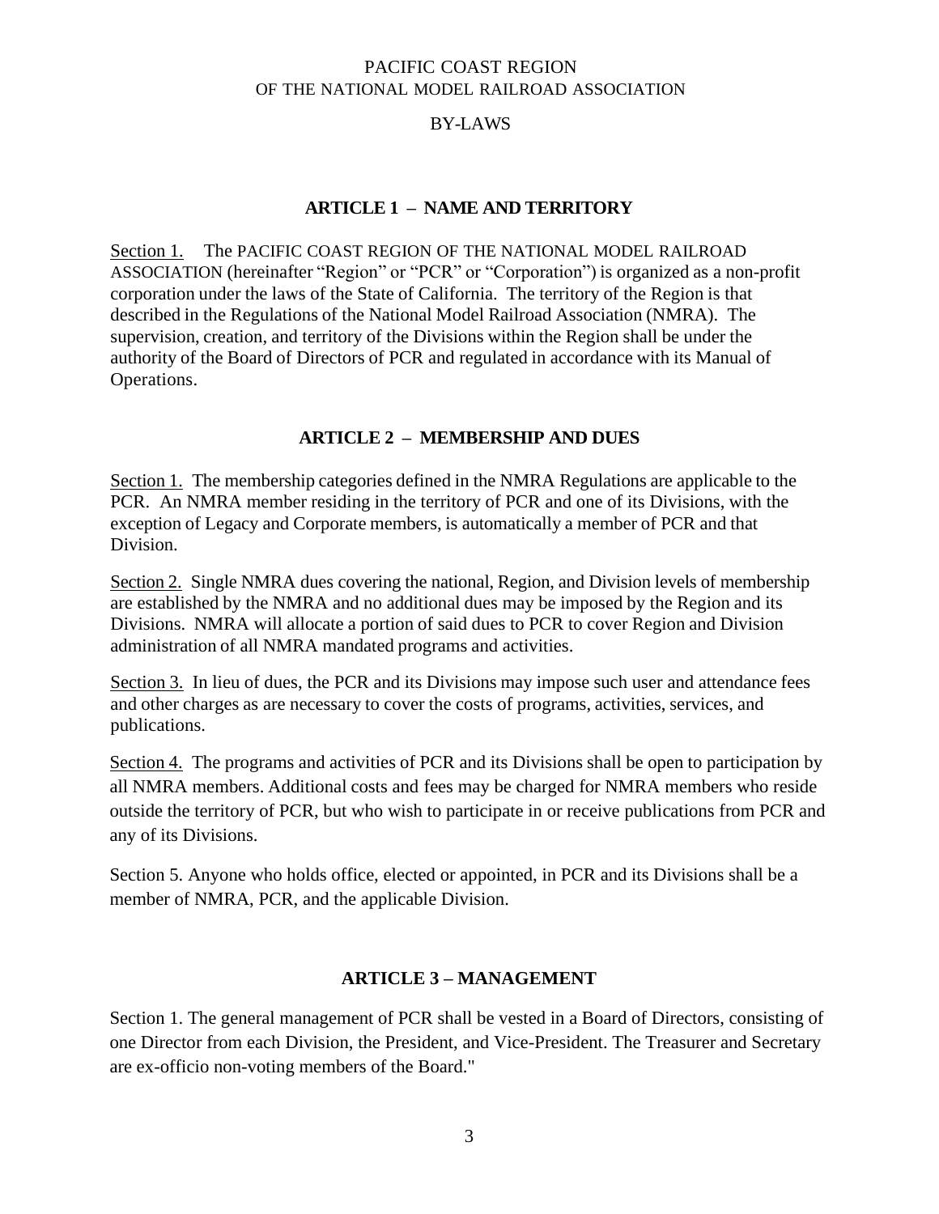PACIFIC COAST REGION
OF THE NATIONAL MODEL RAILROAD ASSOCIATION

BY-LAWS

## ARTICLE 1 – NAME AND TERRITORY

Section 1. The PACIFIC COAST REGION OF THE NATIONAL MODEL RAILROAD ASSOCIATION (hereinafter "Region" or "PCR" or "Corporation") is organized as a non-profit corporation under the laws of the State of California. The territory of the Region is that described in the Regulations of the National Model Railroad Association (NMRA). The supervision, creation, and territory of the Divisions within the Region shall be under the authority of the Board of Directors of PCR and regulated in accordance with its Manual of Operations.

## ARTICLE 2 – MEMBERSHIP AND DUES

Section 1. The membership categories defined in the NMRA Regulations are applicable to the PCR. An NMRA member residing in the territory of PCR and one of its Divisions, with the exception of Legacy and Corporate members, is automatically a member of PCR and that Division.

Section 2. Single NMRA dues covering the national, Region, and Division levels of membership are established by the NMRA and no additional dues may be imposed by the Region and its Divisions. NMRA will allocate a portion of said dues to PCR to cover Region and Division administration of all NMRA mandated programs and activities.

Section 3. In lieu of dues, the PCR and its Divisions may impose such user and attendance fees and other charges as are necessary to cover the costs of programs, activities, services, and publications.

Section 4. The programs and activities of PCR and its Divisions shall be open to participation by all NMRA members. Additional costs and fees may be charged for NMRA members who reside outside the territory of PCR, but who wish to participate in or receive publications from PCR and any of its Divisions.

Section 5. Anyone who holds office, elected or appointed, in PCR and its Divisions shall be a member of NMRA, PCR, and the applicable Division.

## ARTICLE 3 – MANAGEMENT

Section 1. The general management of PCR shall be vested in a Board of Directors, consisting of one Director from each Division, the President, and Vice-President. The Treasurer and Secretary are ex-officio non-voting members of the Board."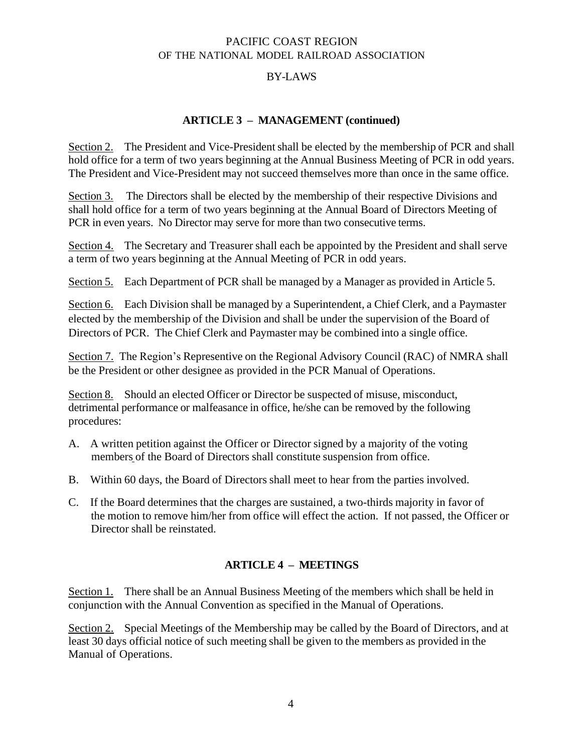PACIFIC COAST REGION
OF THE NATIONAL MODEL RAILROAD ASSOCIATION

BY-LAWS

## ARTICLE 3 – MANAGEMENT (continued)

Section 2. The President and Vice-President shall be elected by the membership of PCR and shall hold office for a term of two years beginning at the Annual Business Meeting of PCR in odd years. The President and Vice-President may not succeed themselves more than once in the same office.

Section 3. The Directors shall be elected by the membership of their respective Divisions and shall hold office for a term of two years beginning at the Annual Board of Directors Meeting of PCR in even years. No Director may serve for more than two consecutive terms.

Section 4. The Secretary and Treasurer shall each be appointed by the President and shall serve a term of two years beginning at the Annual Meeting of PCR in odd years.

Section 5. Each Department of PCR shall be managed by a Manager as provided in Article 5.

Section 6. Each Division shall be managed by a Superintendent, a Chief Clerk, and a Paymaster elected by the membership of the Division and shall be under the supervision of the Board of Directors of PCR. The Chief Clerk and Paymaster may be combined into a single office.

Section 7. The Region's Represtive on the Regional Advisory Council (RAC) of NMRA shall be the President or other designee as provided in the PCR Manual of Operations.

Section 8. Should an elected Officer or Director be suspected of misuse, misconduct, detrimental performance or malfeasance in office, he/she can be removed by the following procedures:

A. A written petition against the Officer or Director signed by a majority of the voting members of the Board of Directors shall constitute suspension from office.

B. Within 60 days, the Board of Directors shall meet to hear from the parties involved.

C. If the Board determines that the charges are sustained, a two-thirds majority in favor of the motion to remove him/her from office will effect the action. If not passed, the Officer or Director shall be reinstated.

## ARTICLE 4 – MEETINGS

Section 1. There shall be an Annual Business Meeting of the members which shall be held in conjunction with the Annual Convention as specified in the Manual of Operations.

Section 2. Special Meetings of the Membership may be called by the Board of Directors, and at least 30 days official notice of such meeting shall be given to the members as provided in the Manual of Operations.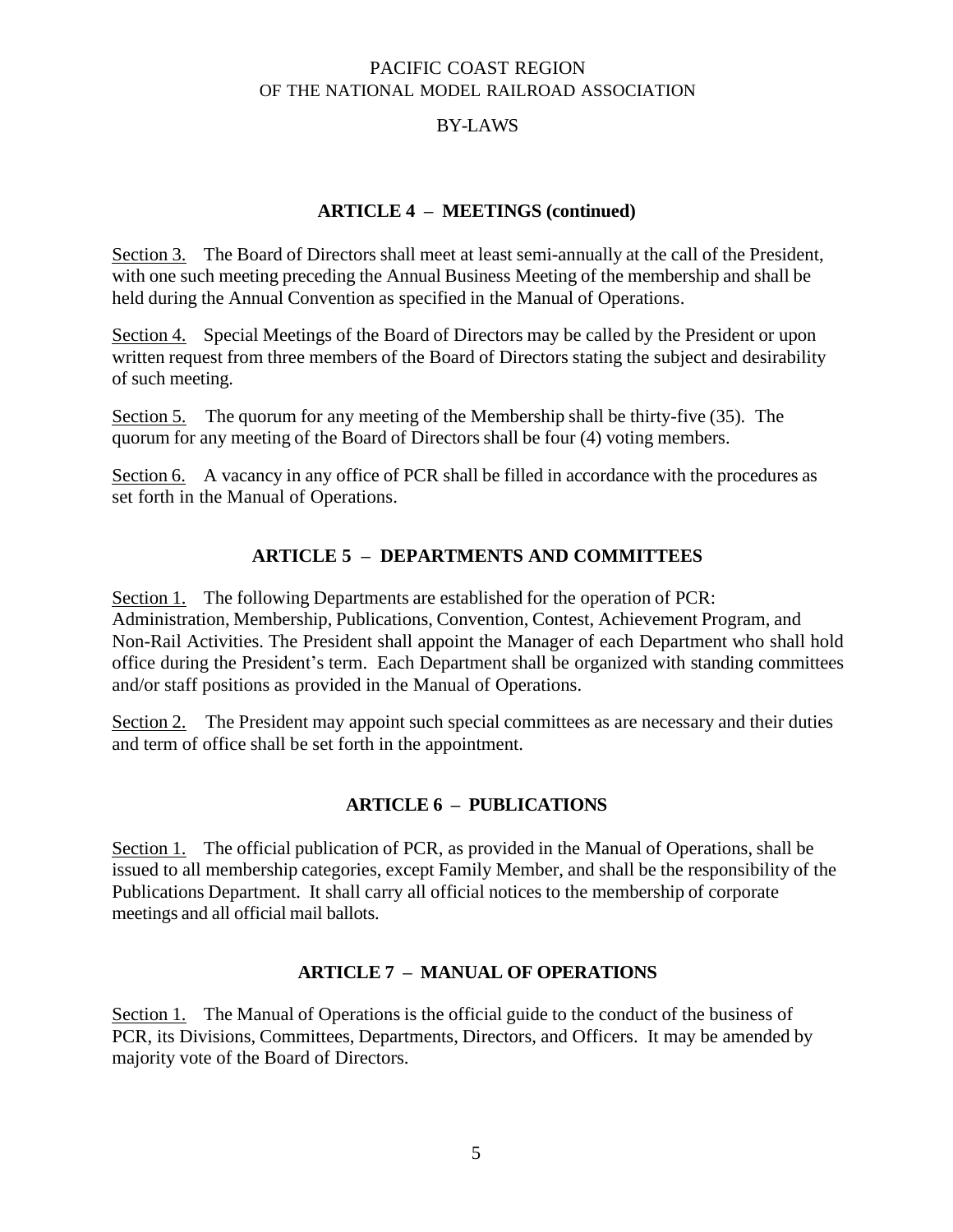PACIFIC COAST REGION
OF THE NATIONAL MODEL RAILROAD ASSOCIATION

BY-LAWS

## ARTICLE 4 – MEETINGS (continued)

Section 3. The Board of Directors shall meet at least semi-annually at the call of the President, with one such meeting preceding the Annual Business Meeting of the membership and shall be held during the Annual Convention as specified in the Manual of Operations.

Section 4. Special Meetings of the Board of Directors may be called by the President or upon written request from three members of the Board of Directors stating the subject and desirability of such meeting.

Section 5. The quorum for any meeting of the Membership shall be thirty-five (35). The quorum for any meeting of the Board of Directors shall be four (4) voting members.

Section 6. A vacancy in any office of PCR shall be filled in accordance with the procedures as set forth in the Manual of Operations.

## ARTICLE 5 – DEPARTMENTS AND COMMITTEES

Section 1. The following Departments are established for the operation of PCR: Administration, Membership, Publications, Convention, Contest, Achievement Program, and Non-Rail Activities. The President shall appoint the Manager of each Department who shall hold office during the President's term. Each Department shall be organized with standing committees and/or staff positions as provided in the Manual of Operations.

Section 2. The President may appoint such special committees as are necessary and their duties and term of office shall be set forth in the appointment.

## ARTICLE 6 – PUBLICATIONS

Section 1. The official publication of PCR, as provided in the Manual of Operations, shall be issued to all membership categories, except Family Member, and shall be the responsibility of the Publications Department. It shall carry all official notices to the membership of corporate meetings and all official mail ballots.

## ARTICLE 7 – MANUAL OF OPERATIONS

Section 1. The Manual of Operations is the official guide to the conduct of the business of PCR, its Divisions, Committees, Departments, Directors, and Officers. It may be amended by majority vote of the Board of Directors.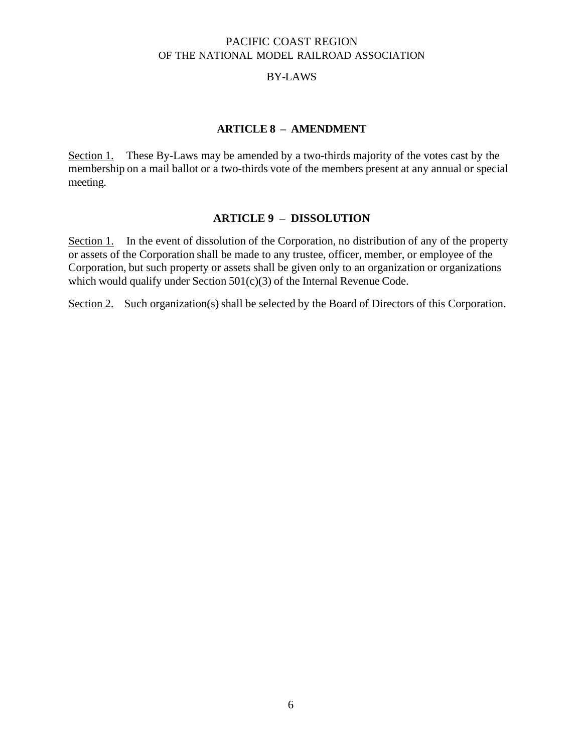## ARTICLE 8 – AMENDMENT

Section 1. These By-Laws may be amended by a two-thirds majority of the votes cast by the membership on a mail ballot or a two-thirds vote of the members present at any annual or special meeting.

## ARTICLE 9 – DISSOLUTION

Section 1. In the event of dissolution of the Corporation, no distribution of any of the property or assets of the Corporation shall be made to any trustee, officer, member, or employee of the Corporation, but such property or assets shall be given only to an organization or organizations which would qualify under Section 501(c)(3) of the Internal Revenue Code.

Section 2. Such organization(s) shall be selected by the Board of Directors of this Corporation.